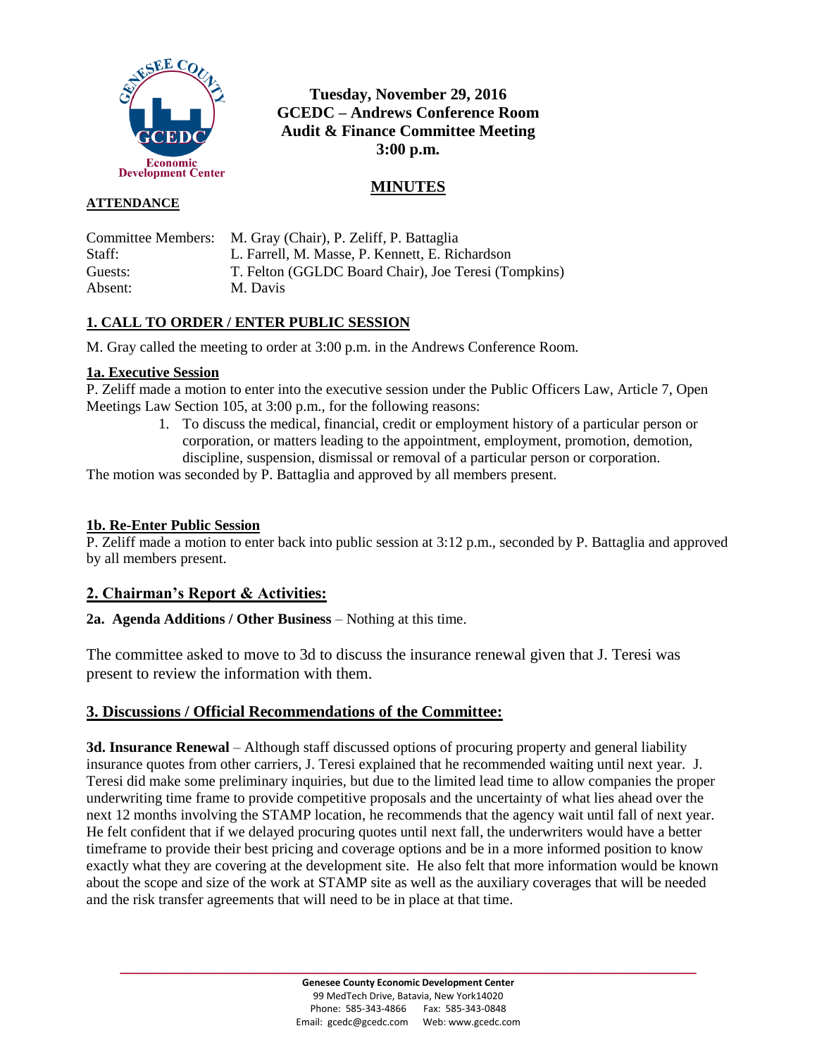**Tuesday, November 29, 2016**
**GCEDC – Andrews Conference Room**
**Audit & Finance Committee Meeting**
**3:00 p.m.**

## MINUTES

**ATTENDANCE**

| | |
|---|---|
| Committee Members: | M. Gray (Chair), P. Zeliff, P. Battaglia |
| Staff: | L. Farrell, M. Masse, P. Kennett, E. Richardson |
| Guests: | T. Felton (GGLDC Board Chair), Joe Teresi (Tompkins) |
| Absent: | M. Davis |

### 1. CALL TO ORDER / ENTER PUBLIC SESSION

M. Gray called the meeting to order at 3:00 p.m. in the Andrews Conference Room.

#### 1a. Executive Session

P. Zeliff made a motion to enter into the executive session under the Public Officers Law, Article 7, Open Meetings Law Section 105, at 3:00 p.m., for the following reasons:

1. To discuss the medical, financial, credit or employment history of a particular person or corporation, or matters leading to the appointment, employment, promotion, demotion, discipline, suspension, dismissal or removal of a particular person or corporation.

The motion was seconded by P. Battaglia and approved by all members present.

#### 1b. Re-Enter Public Session

P. Zeliff made a motion to enter back into public session at 3:12 p.m., seconded by P. Battaglia and approved by all members present.

### 2. Chairman's Report & Activities:

**2a. Agenda Additions / Other Business** – Nothing at this time.

The committee asked to move to 3d to discuss the insurance renewal given that J. Teresi was present to review the information with them.

### 3. Discussions / Official Recommendations of the Committee:

**3d. Insurance Renewal** – Although staff discussed options of procuring property and general liability insurance quotes from other carriers, J. Teresi explained that he recommended waiting until next year. J. Teresi did make some preliminary inquiries, but due to the limited lead time to allow companies the proper underwriting time frame to provide competitive proposals and the uncertainty of what lies ahead over the next 12 months involving the STAMP location, he recommends that the agency wait until fall of next year. He felt confident that if we delayed procuring quotes until next fall, the underwriters would have a better timeframe to provide their best pricing and coverage options and be in a more informed position to know exactly what they are covering at the development site. He also felt that more information would be known about the scope and size of the work at STAMP site as well as the auxiliary coverages that will be needed and the risk transfer agreements that will need to be in place at that time.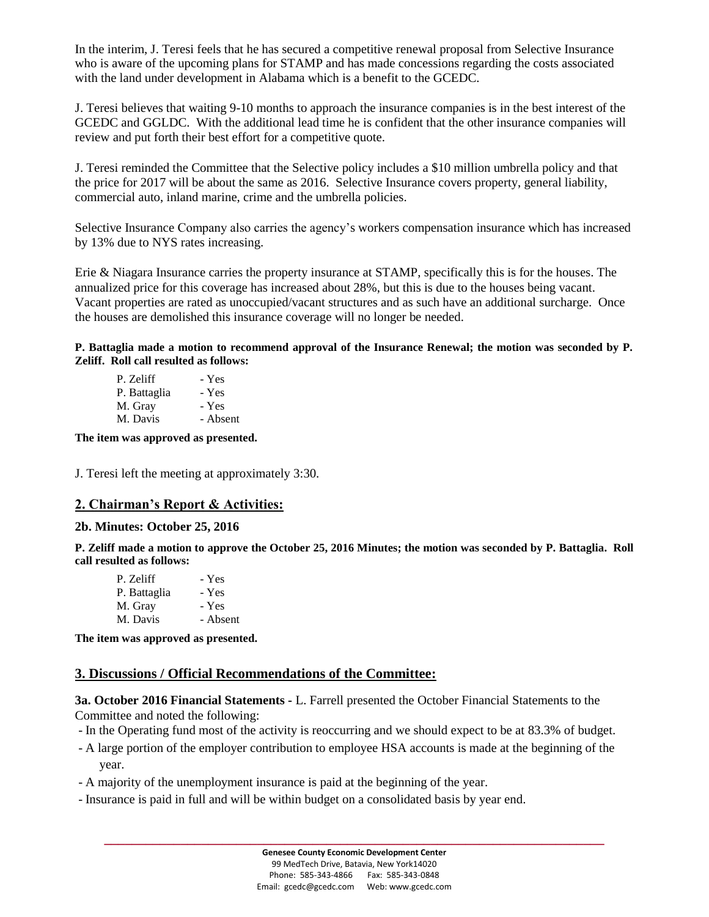In the interim, J. Teresi feels that he has secured a competitive renewal proposal from Selective Insurance who is aware of the upcoming plans for STAMP and has made concessions regarding the costs associated with the land under development in Alabama which is a benefit to the GCEDC.

J. Teresi believes that waiting 9-10 months to approach the insurance companies is in the best interest of the GCEDC and GGLDC. With the additional lead time he is confident that the other insurance companies will review and put forth their best effort for a competitive quote.

J. Teresi reminded the Committee that the Selective policy includes a $10 million umbrella policy and that the price for 2017 will be about the same as 2016. Selective Insurance covers property, general liability, commercial auto, inland marine, crime and the umbrella policies.

Selective Insurance Company also carries the agency's workers compensation insurance which has increased by 13% due to NYS rates increasing.

Erie & Niagara Insurance carries the property insurance at STAMP, specifically this is for the houses. The annualized price for this coverage has increased about 28%, but this is due to the houses being vacant. Vacant properties are rated as unoccupied/vacant structures and as such have an additional surcharge. Once the houses are demolished this insurance coverage will no longer be needed.

**P. Battaglia made a motion to recommend approval of the Insurance Renewal; the motion was seconded by P. Zeliff. Roll call resulted as follows:**

P. Zeliff - Yes
P. Battaglia - Yes
M. Gray - Yes
M. Davis - Absent

**The item was approved as presented.**

J. Teresi left the meeting at approximately 3:30.

## 2. Chairman's Report & Activities:

### 2b. Minutes: October 25, 2016

**P. Zeliff made a motion to approve the October 25, 2016 Minutes; the motion was seconded by P. Battaglia. Roll call resulted as follows:**

P. Zeliff - Yes
P. Battaglia - Yes
M. Gray - Yes
M. Davis - Absent

**The item was approved as presented.**

## 3. Discussions / Official Recommendations of the Committee:

**3a. October 2016 Financial Statements -** L. Farrell presented the October Financial Statements to the Committee and noted the following:

- In the Operating fund most of the activity is reoccurring and we should expect to be at 83.3% of budget.
- A large portion of the employer contribution to employee HSA accounts is made at the beginning of the year.
- A majority of the unemployment insurance is paid at the beginning of the year.
- Insurance is paid in full and will be within budget on a consolidated basis by year end.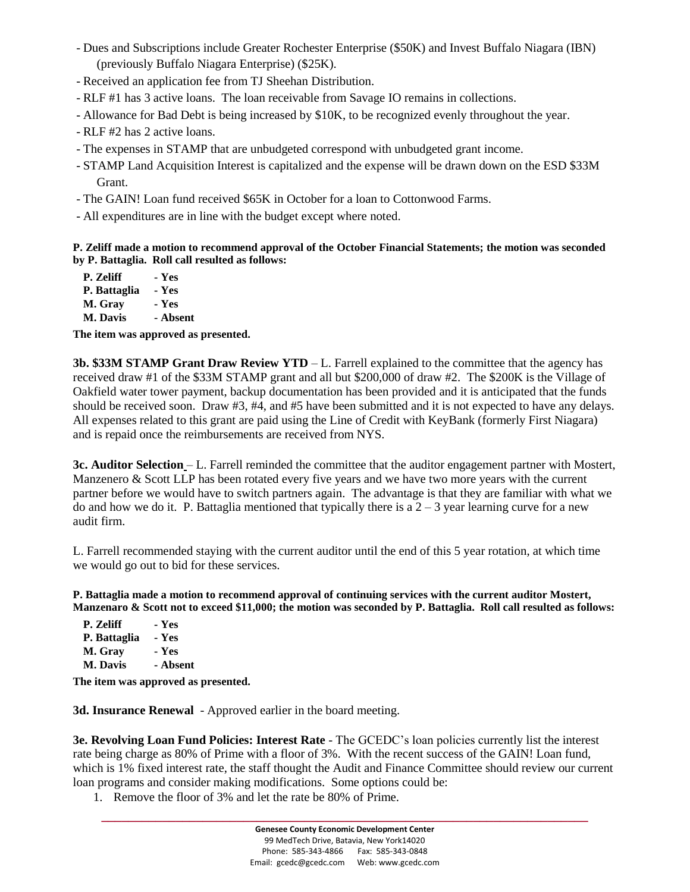- Dues and Subscriptions include Greater Rochester Enterprise ($50K) and Invest Buffalo Niagara (IBN) (previously Buffalo Niagara Enterprise) ($25K).
- Received an application fee from TJ Sheehan Distribution.
- RLF #1 has 3 active loans. The loan receivable from Savage IO remains in collections.
- Allowance for Bad Debt is being increased by $10K, to be recognized evenly throughout the year.
- RLF #2 has 2 active loans.
- The expenses in STAMP that are unbudgeted correspond with unbudgeted grant income.
- STAMP Land Acquisition Interest is capitalized and the expense will be drawn down on the ESD $33M Grant.
- The GAIN! Loan fund received $65K in October for a loan to Cottonwood Farms.
- All expenditures are in line with the budget except where noted.

**P. Zeliff made a motion to recommend approval of the October Financial Statements; the motion was seconded by P. Battaglia. Roll call resulted as follows:**

**P. Zeliff - Yes**
**P. Battaglia - Yes**
**M. Gray - Yes**
**M. Davis - Absent**

**The item was approved as presented.**

**3b. $33M STAMP Grant Draw Review YTD** – L. Farrell explained to the committee that the agency has received draw #1 of the $33M STAMP grant and all but $200,000 of draw #2. The $200K is the Village of Oakfield water tower payment, backup documentation has been provided and it is anticipated that the funds should be received soon. Draw #3, #4, and #5 have been submitted and it is not expected to have any delays. All expenses related to this grant are paid using the Line of Credit with KeyBank (formerly First Niagara) and is repaid once the reimbursements are received from NYS.

**3c. Auditor Selection** – L. Farrell reminded the committee that the auditor engagement partner with Mostert, Manzenero & Scott LLP has been rotated every five years and we have two more years with the current partner before we would have to switch partners again. The advantage is that they are familiar with what we do and how we do it. P. Battaglia mentioned that typically there is a 2 – 3 year learning curve for a new audit firm.

L. Farrell recommended staying with the current auditor until the end of this 5 year rotation, at which time we would go out to bid for these services.

**P. Battaglia made a motion to recommend approval of continuing services with the current auditor Mostert, Manzenaro & Scott not to exceed $11,000; the motion was seconded by P. Battaglia. Roll call resulted as follows:**

**P. Zeliff - Yes**
**P. Battaglia - Yes**
**M. Gray - Yes**
**M. Davis - Absent**

**The item was approved as presented.**

**3d. Insurance Renewal** - Approved earlier in the board meeting.

**3e. Revolving Loan Fund Policies: Interest Rate** - The GCEDC's loan policies currently list the interest rate being charge as 80% of Prime with a floor of 3%. With the recent success of the GAIN! Loan fund, which is 1% fixed interest rate, the staff thought the Audit and Finance Committee should review our current loan programs and consider making modifications. Some options could be:

1. Remove the floor of 3% and let the rate be 80% of Prime.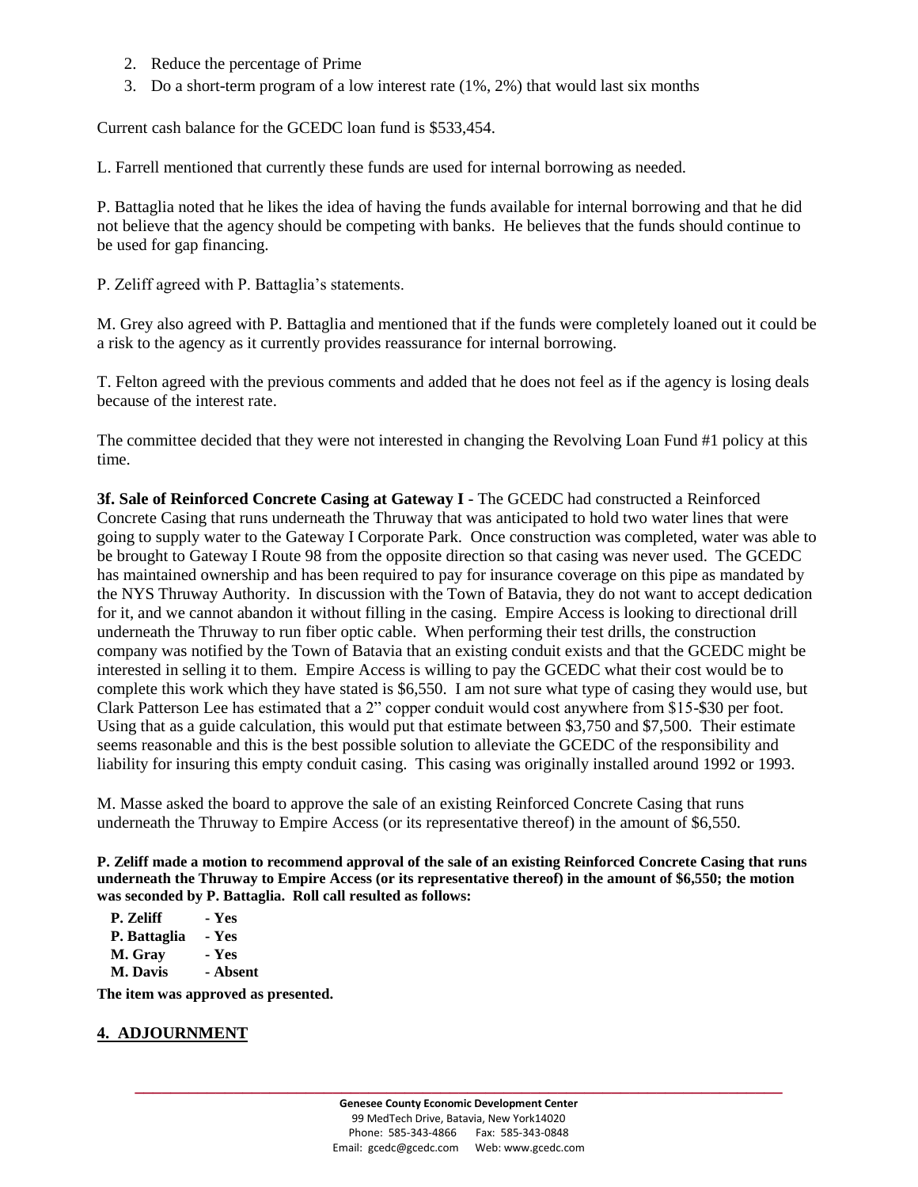2. Reduce the percentage of Prime
3. Do a short-term program of a low interest rate (1%, 2%) that would last six months

Current cash balance for the GCEDC loan fund is $533,454.

L. Farrell mentioned that currently these funds are used for internal borrowing as needed.

P. Battaglia noted that he likes the idea of having the funds available for internal borrowing and that he did not believe that the agency should be competing with banks. He believes that the funds should continue to be used for gap financing.

P. Zeliff agreed with P. Battaglia's statements.

M. Grey also agreed with P. Battaglia and mentioned that if the funds were completely loaned out it could be a risk to the agency as it currently provides reassurance for internal borrowing.

T. Felton agreed with the previous comments and added that he does not feel as if the agency is losing deals because of the interest rate.

The committee decided that they were not interested in changing the Revolving Loan Fund #1 policy at this time.

**3f. Sale of Reinforced Concrete Casing at Gateway I** - The GCEDC had constructed a Reinforced Concrete Casing that runs underneath the Thruway that was anticipated to hold two water lines that were going to supply water to the Gateway I Corporate Park. Once construction was completed, water was able to be brought to Gateway I Route 98 from the opposite direction so that casing was never used. The GCEDC has maintained ownership and has been required to pay for insurance coverage on this pipe as mandated by the NYS Thruway Authority. In discussion with the Town of Batavia, they do not want to accept dedication for it, and we cannot abandon it without filling in the casing. Empire Access is looking to directional drill underneath the Thruway to run fiber optic cable. When performing their test drills, the construction company was notified by the Town of Batavia that an existing conduit exists and that the GCEDC might be interested in selling it to them. Empire Access is willing to pay the GCEDC what their cost would be to complete this work which they have stated is $6,550. I am not sure what type of casing they would use, but Clark Patterson Lee has estimated that a 2" copper conduit would cost anywhere from $15-$30 per foot. Using that as a guide calculation, this would put that estimate between $3,750 and $7,500. Their estimate seems reasonable and this is the best possible solution to alleviate the GCEDC of the responsibility and liability for insuring this empty conduit casing. This casing was originally installed around 1992 or 1993.

M. Masse asked the board to approve the sale of an existing Reinforced Concrete Casing that runs underneath the Thruway to Empire Access (or its representative thereof) in the amount of $6,550.

**P. Zeliff made a motion to recommend approval of the sale of an existing Reinforced Concrete Casing that runs underneath the Thruway to Empire Access (or its representative thereof) in the amount of $6,550; the motion was seconded by P. Battaglia. Roll call resulted as follows:**

**P. Zeliff - Yes**
**P. Battaglia - Yes**
**M. Gray - Yes**
**M. Davis - Absent**

**The item was approved as presented.**

## 4. ADJOURNMENT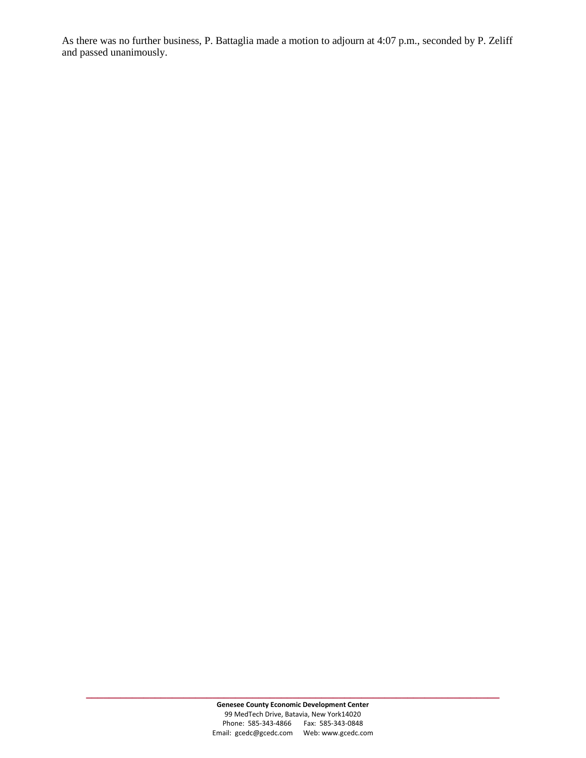As there was no further business, P. Battaglia made a motion to adjourn at 4:07 p.m., seconded by P. Zeliff and passed unanimously.